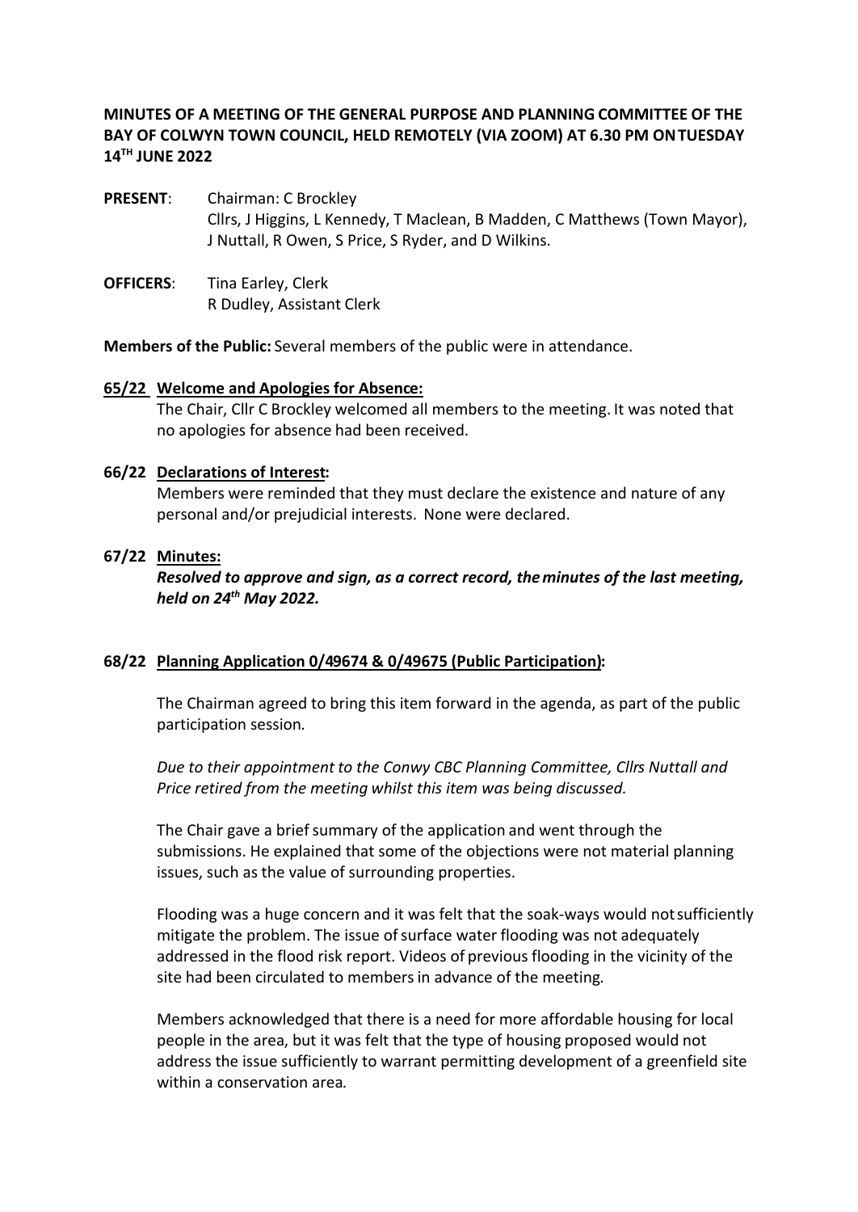**MINUTES OF A MEETING OF THE GENERAL PURPOSE AND PLANNING COMMITTEE OF THE BAY OF COLWYN TOWN COUNCIL, HELD REMOTELY (VIA ZOOM) AT 6.30 PM ON TUESDAY 14TH JUNE 2022**

**PRESENT**: Chairman: C Brockley
Cllrs, J Higgins, L Kennedy, T Maclean, B Madden, C Matthews (Town Mayor), J Nuttall, R Owen, S Price, S Ryder, and D Wilkins.

**OFFICERS**: Tina Earley, Clerk
R Dudley, Assistant Clerk

**Members of the Public:** Several members of the public were in attendance.

**65/22 Welcome and Apologies for Absence:**

The Chair, Cllr C Brockley welcomed all members to the meeting. It was noted that no apologies for absence had been received.

**66/22 Declarations of Interest:**

Members were reminded that they must declare the existence and nature of any personal and/or prejudicial interests. None were declared.

**67/22 Minutes:**

***Resolved to approve and sign, as a correct record, the minutes of the last meeting, held on 24th May 2022.***

**68/22 Planning Application 0/49674 & 0/49675 (Public Participation):**

The Chairman agreed to bring this item forward in the agenda, as part of the public participation session.

*Due to their appointment to the Conwy CBC Planning Committee, Cllrs Nuttall and Price retired from the meeting whilst this item was being discussed.*

The Chair gave a brief summary of the application and went through the submissions. He explained that some of the objections were not material planning issues, such as the value of surrounding properties.

Flooding was a huge concern and it was felt that the soak-ways would not sufficiently mitigate the problem. The issue of surface water flooding was not adequately addressed in the flood risk report. Videos of previous flooding in the vicinity of the site had been circulated to members in advance of the meeting.

Members acknowledged that there is a need for more affordable housing for local people in the area, but it was felt that the type of housing proposed would not address the issue sufficiently to warrant permitting development of a greenfield site within a conservation area.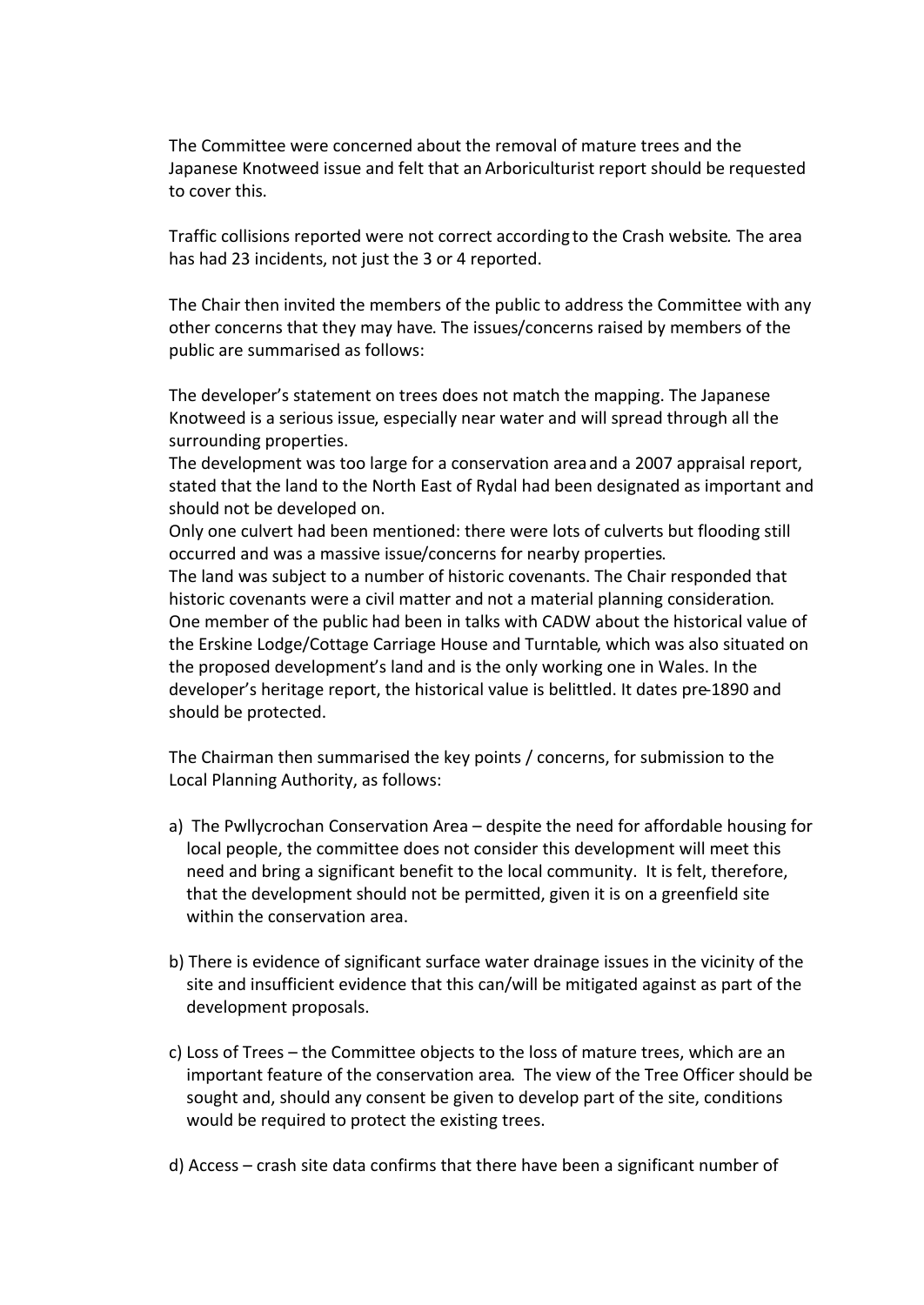The Committee were concerned about the removal of mature trees and the Japanese Knotweed issue and felt that an Arboriculturist report should be requested to cover this.

Traffic collisions reported were not correct according to the Crash website. The area has had 23 incidents, not just the 3 or 4 reported.

The Chair then invited the members of the public to address the Committee with any other concerns that they may have. The issues/concerns raised by members of the public are summarised as follows:

The developer's statement on trees does not match the mapping. The Japanese Knotweed is a serious issue, especially near water and will spread through all the surrounding properties.
The development was too large for a conservation area and a 2007 appraisal report, stated that the land to the North East of Rydal had been designated as important and should not be developed on.
Only one culvert had been mentioned: there were lots of culverts but flooding still occurred and was a massive issue/concerns for nearby properties.
The land was subject to a number of historic covenants. The Chair responded that historic covenants were a civil matter and not a material planning consideration.
One member of the public had been in talks with CADW about the historical value of the Erskine Lodge/Cottage Carriage House and Turntable, which was also situated on the proposed development's land and is the only working one in Wales. In the developer's heritage report, the historical value is belittled. It dates pre-1890 and should be protected.

The Chairman then summarised the key points / concerns, for submission to the Local Planning Authority, as follows:

a) The Pwllycrochan Conservation Area – despite the need for affordable housing for local people, the committee does not consider this development will meet this need and bring a significant benefit to the local community. It is felt, therefore, that the development should not be permitted, given it is on a greenfield site within the conservation area.

b) There is evidence of significant surface water drainage issues in the vicinity of the site and insufficient evidence that this can/will be mitigated against as part of the development proposals.

c) Loss of Trees – the Committee objects to the loss of mature trees, which are an important feature of the conservation area. The view of the Tree Officer should be sought and, should any consent be given to develop part of the site, conditions would be required to protect the existing trees.

d) Access – crash site data confirms that there have been a significant number of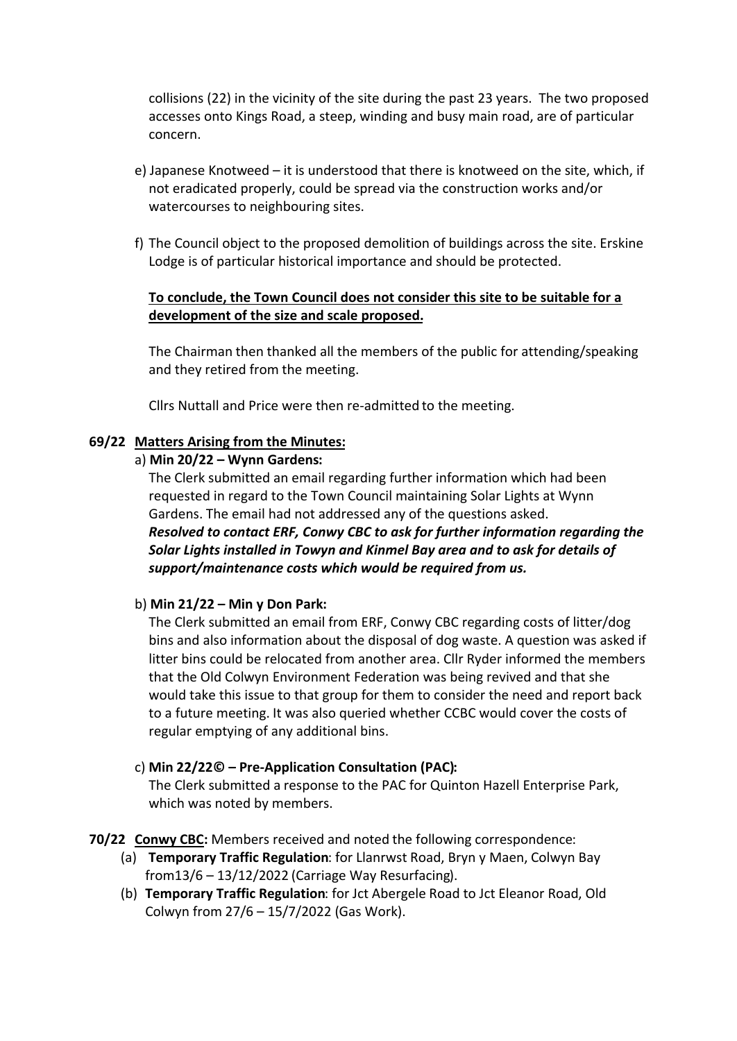collisions (22) in the vicinity of the site during the past 23 years. The two proposed accesses onto Kings Road, a steep, winding and busy main road, are of particular concern.

e) Japanese Knotweed – it is understood that there is knotweed on the site, which, if not eradicated properly, could be spread via the construction works and/or watercourses to neighbouring sites.

f) The Council object to the proposed demolition of buildings across the site. Erskine Lodge is of particular historical importance and should be protected.

**To conclude, the Town Council does not consider this site to be suitable for a development of the size and scale proposed.**

The Chairman then thanked all the members of the public for attending/speaking and they retired from the meeting.

Cllrs Nuttall and Price were then re-admitted to the meeting.

**69/22 Matters Arising from the Minutes:**

a) **Min 20/22 – Wynn Gardens:**

The Clerk submitted an email regarding further information which had been requested in regard to the Town Council maintaining Solar Lights at Wynn Gardens. The email had not addressed any of the questions asked.

***Resolved to contact ERF, Conwy CBC to ask for further information regarding the Solar Lights installed in Towyn and Kinmel Bay area and to ask for details of support/maintenance costs which would be required from us.***

b) **Min 21/22 – Min y Don Park:**

The Clerk submitted an email from ERF, Conwy CBC regarding costs of litter/dog bins and also information about the disposal of dog waste. A question was asked if litter bins could be relocated from another area. Cllr Ryder informed the members that the Old Colwyn Environment Federation was being revived and that she would take this issue to that group for them to consider the need and report back to a future meeting. It was also queried whether CCBC would cover the costs of regular emptying of any additional bins.

c) **Min 22/22© – Pre-Application Consultation (PAC):**

The Clerk submitted a response to the PAC for Quinton Hazell Enterprise Park, which was noted by members.

**70/22 Conwy CBC:** Members received and noted the following correspondence:

(a) **Temporary Traffic Regulation**: for Llanrwst Road, Bryn y Maen, Colwyn Bay from13/6 – 13/12/2022 (Carriage Way Resurfacing).

(b) **Temporary Traffic Regulation**: for Jct Abergele Road to Jct Eleanor Road, Old Colwyn from 27/6 – 15/7/2022 (Gas Work).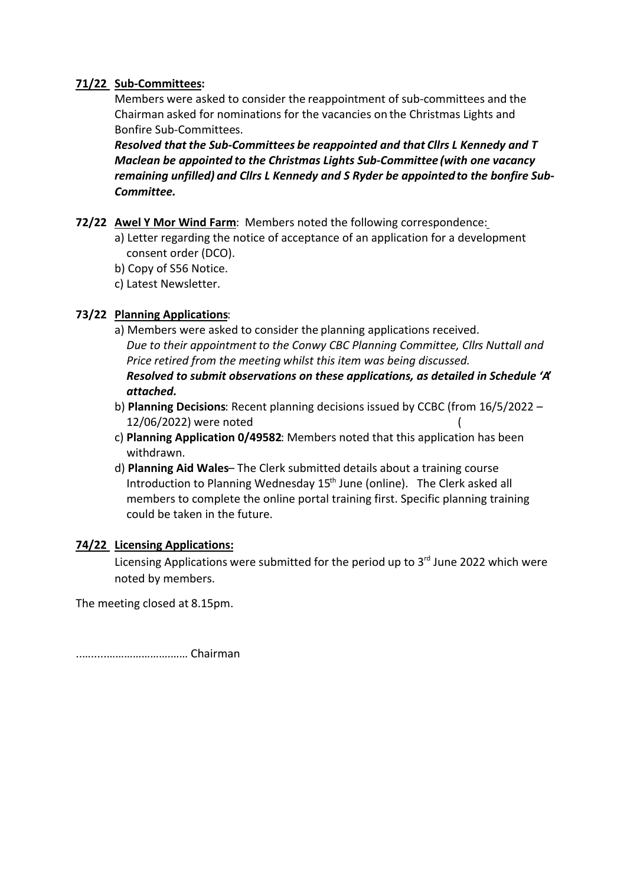**71/22 Sub-Committees:**

Members were asked to consider the reappointment of sub-committees and the Chairman asked for nominations for the vacancies on the Christmas Lights and Bonfire Sub-Committees.

***Resolved that the Sub-Committees be reappointed and that Cllrs L Kennedy and T Maclean be appointed to the Christmas Lights Sub-Committee (with one vacancy remaining unfilled) and Cllrs L Kennedy and S Ryder be appointed to the bonfire Sub-Committee.***

**72/22 Awel Y Mor Wind Farm**: Members noted the following correspondence:

a) Letter regarding the notice of acceptance of an application for a development consent order (DCO).
b) Copy of S56 Notice.
c) Latest Newsletter.

**73/22 Planning Applications**:

a) Members were asked to consider the planning applications received.
*Due to their appointment to the Conwy CBC Planning Committee, Cllrs Nuttall and Price retired from the meeting whilst this item was being discussed.*
***Resolved to submit observations on these applications, as detailed in Schedule 'A' attached.***

b) **Planning Decisions**: Recent planning decisions issued by CCBC (from 16/5/2022 – 12/06/2022) were noted (

c) **Planning Application 0/49582**: Members noted that this application has been withdrawn.

d) **Planning Aid Wales**– The Clerk submitted details about a training course Introduction to Planning Wednesday 15th June (online). The Clerk asked all members to complete the online portal training first. Specific planning training could be taken in the future.

**74/22 Licensing Applications:**

Licensing Applications were submitted for the period up to 3rd June 2022 which were noted by members.

The meeting closed at 8.15pm.

…..…………………………. Chairman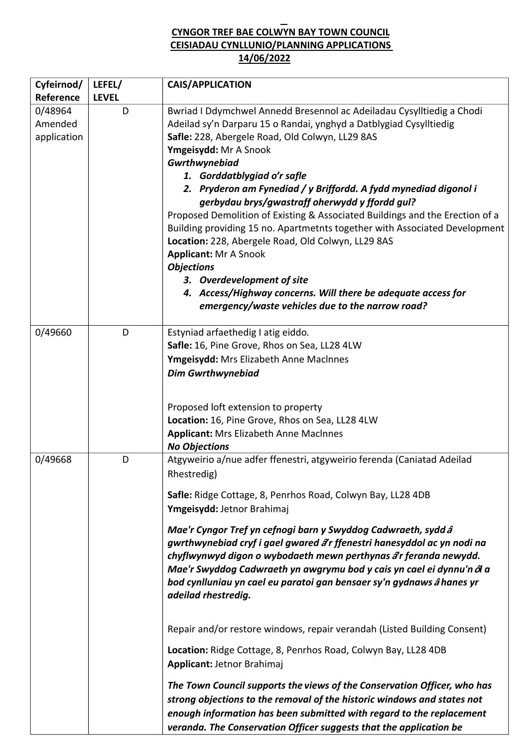**CYNGOR TREF BAE COLWYN BAY TOWN COUNCIL**
**CEISIADAU CYNLLUNIO/PLANNING APPLICATIONS**
**14/06/2022**

| Cyfeirnod/ Reference | LEFEL/ LEVEL | CAIS/APPLICATION |
|---|---|---|
| 0/48964 Amended application | D | Bwriad I Ddymchwel Annedd Bresennol ac Adeiladau Cysylltiedig a Chodi Adeilad sy'n Darparu 15 o Randai, ynghyd a Datblygiad Cysylltiedig<br>**Safle:** 228, Abergele Road, Old Colwyn, LL29 8AS<br>**Ymgeisydd:** Mr A Snook<br>***Gwrthwynebiad***<br>***1. Gorddatblygiad o'r safle***<br>***2. Pryderon am Fynediad / y Briffordd. A fydd mynediad digonol i gerbydau brys/gwastraff oherwydd y ffordd gul?***<br>Proposed Demolition of Existing & Associated Buildings and the Erection of a Building providing 15 no. Apartmetnts together with Associated Development<br>**Location:** 228, Abergele Road, Old Colwyn, LL29 8AS<br>**Applicant:** Mr A Snook<br>***Objections***<br>***3. Overdevelopment of site***<br>***4. Access/Highway concerns. Will there be adequate access for emergency/waste vehicles due to the narrow road?*** |
| 0/49660 | D | Estyniad arfaethedig I atig eiddo.<br>**Safle:** 16, Pine Grove, Rhos on Sea, LL28 4LW<br>**Ymgeisydd:** Mrs Elizabeth Anne Maclnnes<br>***Dim Gwrthwynebiad***<br>Proposed loft extension to property<br>**Location:** 16, Pine Grove, Rhos on Sea, LL28 4LW<br>**Applicant:** Mrs Elizabeth Anne Maclnnes<br>***No Objections*** |
| 0/49668 | D | Atgyweirio a/nue adfer ffenestri, atgyweirio ferenda (Caniatad Adeilad Rhestredig)<br>**Safle:** Ridge Cottage, 8, Penrhos Road, Colwyn Bay, LL28 4DB<br>**Ymgeisydd:** Jetnor Brahimaj<br>***Mae'r Cyngor Tref yn cefnogi barn y Swyddog Cadwraeth, sydd â gwrthwynebiad cryf i gael gwared â'r ffenestri hanesyddol ac yn nodi na chyflwynwyd digon o wybodaeth mewn perthynas â'r feranda newydd. Mae'r Swyddog Cadwraeth yn awgrymu bod y cais yn cael ei dynnu'n ôl a bod cynlluniau yn cael eu paratoi gan bensaer sy'n gydnaws â hanes yr adeilad rhestredig.***<br>Repair and/or restore windows, repair verandah (Listed Building Consent)<br>**Location:** Ridge Cottage, 8, Penrhos Road, Colwyn Bay, LL28 4DB<br>**Applicant:** Jetnor Brahimaj<br>***The Town Council supports the views of the Conservation Officer, who has strong objections to the removal of the historic windows and states not enough information has been submitted with regard to the replacement veranda. The Conservation Officer suggests that the application be*** |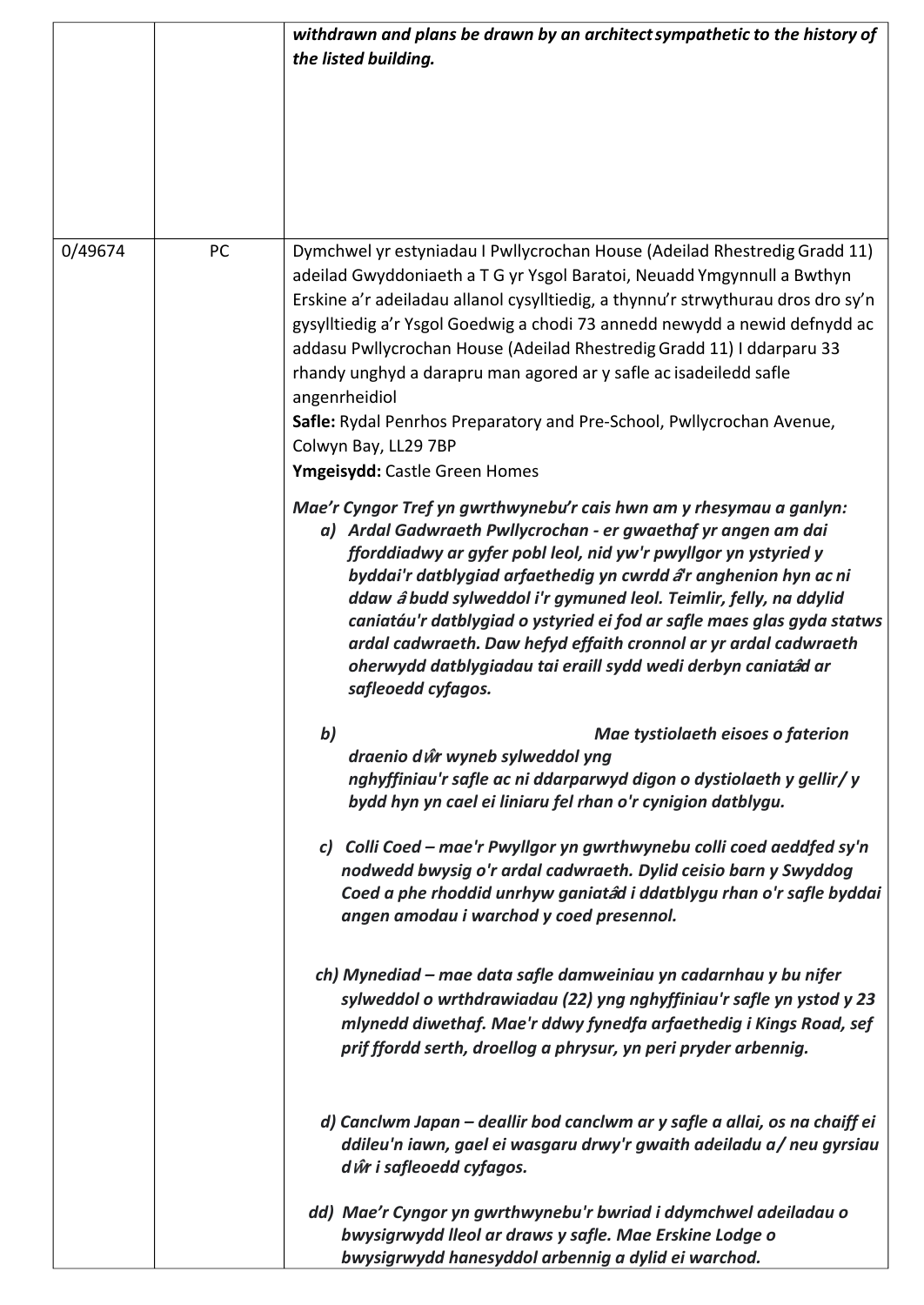| | | |
|---|---|---|
| | | ***withdrawn and plans be drawn by an architect sympathetic to the history of the listed building.*** |
| 0/49674 | PC | Dymchwel yr estyniadau I Pwllycrochan House (Adeilad Rhestredig Gradd 11) adeilad Gwyddoniaeth a T G yr Ysgol Baratoi, Neuadd Ymgynnull a Bwthyn Erskine a'r adeiladau allanol cysylltiedig, a thynnu'r strwythurau dros dro sy'n gysylltiedig a'r Ysgol Goedwig a chodi 73 annedd newydd a newid defnydd ac addasu Pwllycrochan House (Adeilad Rhestredig Gradd 11) I ddarparu 33 rhandy unghyd a darapru man agored ar y safle ac isadeiledd safle angenrheidiol<br>**Safle:** Rydal Penrhos Preparatory and Pre-School, Pwllycrochan Avenue, Colwyn Bay, LL29 7BP<br>**Ymgeisydd:** Castle Green Homes<br><br>***Mae'r Cyngor Tref yn gwrthwynebu'r cais hwn am y rhesymau a ganlyn:***<br>***a) Ardal Gadwraeth Pwllycrochan - er gwaethaf yr angen am dai fforddiadwy ar gyfer pobl leol, nid yw'r pwyllgor yn ystyried y byddai'r datblygiad arfaethedig yn cwrdd â'r anghenion hyn ac ni ddaw â budd sylweddol i'r gymuned leol. Teimlir, felly, na ddylid caniatáu'r datblygiad o ystyried ei fod ar safle maes glas gyda statws ardal cadwraeth. Daw hefyd effaith cronnol ar yr ardal cadwraeth oherwydd datblygiadau tai eraill sydd wedi derbyn caniatâd ar safleoedd cyfagos.***<br><br>***b) Mae tystiolaeth eisoes o faterion draenio dŵr wyneb sylweddol yng nghyffiniau'r safle ac ni ddarparwyd digon o dystiolaeth y gellir/ y bydd hyn yn cael ei liniaru fel rhan o'r cynigion datblygu.***<br><br>***c) Colli Coed – mae'r Pwyllgor yn gwrthwynebu colli coed aeddfed sy'n nodwedd bwysig o'r ardal cadwraeth. Dylid ceisio barn y Swyddog Coed a phe rhoddid unrhyw ganiatâd i ddatblygu rhan o'r safle byddai angen amodau i warchod y coed presennol.***<br><br>***ch) Mynediad – mae data safle damweiniau yn cadarnhau y bu nifer sylweddol o wrthdrawiadau (22) yng nghyffiniau'r safle yn ystod y 23 mlynedd diwethaf. Mae'r ddwy fynedfa arfaethedig i Kings Road, sef prif ffordd serth, droellog a phrysur, yn peri pryder arbennig.***<br><br>***d) Canclwm Japan – deallir bod canclwm ar y safle a allai, os na chaiff ei ddileu'n iawn, gael ei wasgaru drwy'r gwaith adeiladu a / neu gyrsiau dŵr i safleoedd cyfagos.***<br><br>***dd) Mae'r Cyngor yn gwrthwynebu'r bwriad i ddymchwel adeiladau o bwysigrwydd lleol ar draws y safle. Mae Erskine Lodge o bwysigrwydd hanesyddol arbennig a dylid ei warchod.*** |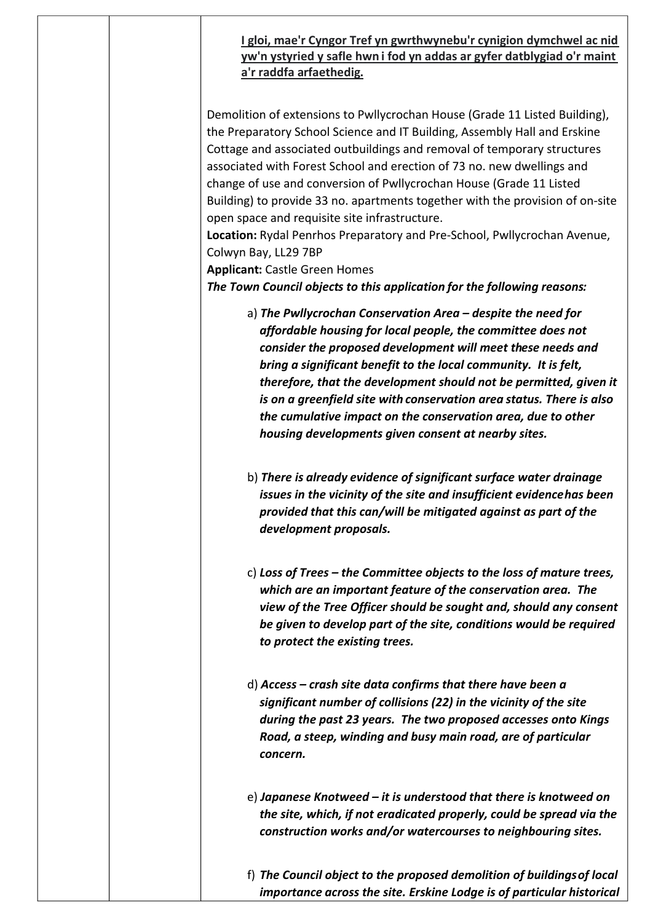**I gloi, mae'r Cyngor Tref yn gwrthwynebu'r cynigion dymchwel ac nid yw'n ystyried y safle hwn i fod yn addas ar gyfer datblygiad o'r maint a'r raddfa arfaethedig.**

Demolition of extensions to Pwllycrochan House (Grade 11 Listed Building), the Preparatory School Science and IT Building, Assembly Hall and Erskine Cottage and associated outbuildings and removal of temporary structures associated with Forest School and erection of 73 no. new dwellings and change of use and conversion of Pwllycrochan House (Grade 11 Listed Building) to provide 33 no. apartments together with the provision of on-site open space and requisite site infrastructure.
**Location:** Rydal Penrhos Preparatory and Pre-School, Pwllycrochan Avenue, Colwyn Bay, LL29 7BP
**Applicant:** Castle Green Homes
***The Town Council objects to this application for the following reasons:***

a) ***The Pwllycrochan Conservation Area – despite the need for affordable housing for local people, the committee does not consider the proposed development will meet these needs and bring a significant benefit to the local community. It is felt, therefore, that the development should not be permitted, given it is on a greenfield site with conservation area status. There is also the cumulative impact on the conservation area, due to other housing developments given consent at nearby sites.***

b) ***There is already evidence of significant surface water drainage issues in the vicinity of the site and insufficient evidence has been provided that this can/will be mitigated against as part of the development proposals.***

c) ***Loss of Trees – the Committee objects to the loss of mature trees, which are an important feature of the conservation area. The view of the Tree Officer should be sought and, should any consent be given to develop part of the site, conditions would be required to protect the existing trees.***

d) ***Access – crash site data confirms that there have been a significant number of collisions (22) in the vicinity of the site during the past 23 years. The two proposed accesses onto Kings Road, a steep, winding and busy main road, are of particular concern.***

e) ***Japanese Knotweed – it is understood that there is knotweed on the site, which, if not eradicated properly, could be spread via the construction works and/or watercourses to neighbouring sites.***

f) ***The Council object to the proposed demolition of buildings of local importance across the site. Erskine Lodge is of particular historical***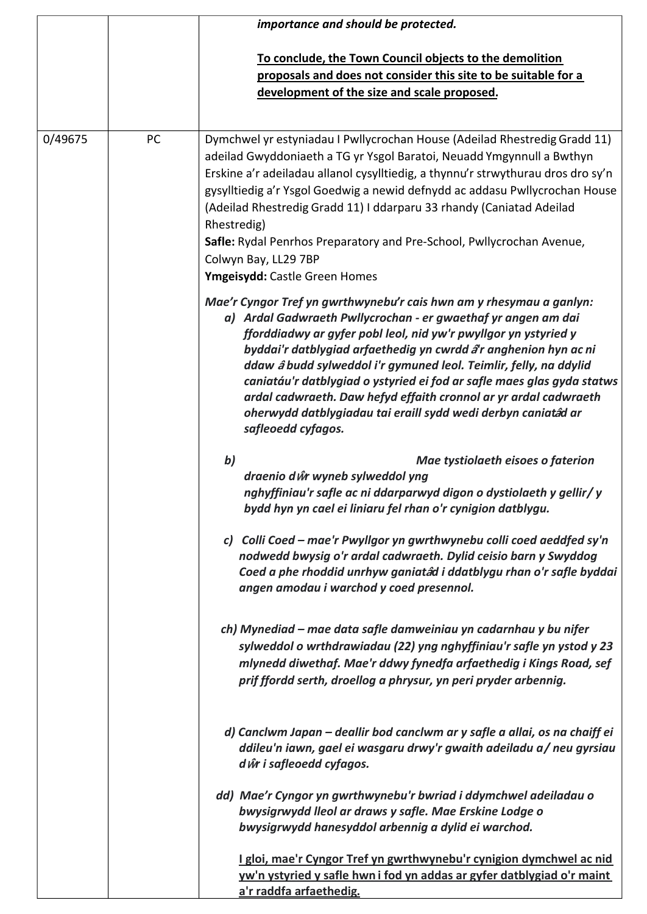| | | ***importance and should be protected.***<br><br>***<u>To conclude, the Town Council objects to the demolition proposals and does not consider this site to be suitable for a development of the size and scale proposed.</u>*** |
|---|---|---|
| 0/49675 | PC | Dymchwel yr estyniadau I Pwllycrochan House (Adeilad Rhestredig Gradd 11) adeilad Gwyddoniaeth a TG yr Ysgol Baratoi, Neuadd Ymgynnull a Bwthyn Erskine a'r adeiladau allanol cysylltiedig, a thynnu'r strwythurau dros dro sy'n gysylltiedig a'r Ysgol Goedwig a newid defnydd ac addasu Pwllycrochan House (Adeilad Rhestredig Gradd 11) I ddarparu 33 rhandy (Caniatad Adeilad Rhestredig)<br>**Safle:** Rydal Penrhos Preparatory and Pre-School, Pwllycrochan Avenue, Colwyn Bay, LL29 7BP<br>**Ymgeisydd:** Castle Green Homes<br><br>***Mae'r Cyngor Tref yn gwrthwynebu'r cais hwn am y rhesymau a ganlyn:***<br>***a) Ardal Gadwraeth Pwllycrochan - er gwaethaf yr angen am dai fforddiadwy ar gyfer pobl leol, nid yw'r pwyllgor yn ystyried y byddai'r datblygiad arfaethedig yn cwrdd â'r anghenion hyn ac ni ddaw â budd sylweddol i'r gymuned leol. Teimlir, felly, na ddylid caniatáu'r datblygiad o ystyried ei fod ar safle maes glas gyda statws ardal cadwraeth. Daw hefyd effaith cronnol ar yr ardal cadwraeth oherwydd datblygiadau tai eraill sydd wedi derbyn caniatâd ar safleoedd cyfagos.***<br><br>***b) Mae tystiolaeth eisoes o faterion draenio dŵr wyneb sylweddol yng nghyffiniau'r safle ac ni ddarparwyd digon o dystiolaeth y gellir/ y bydd hyn yn cael ei liniaru fel rhan o'r cynigion datblygu.***<br><br>***c) Colli Coed – mae'r Pwyllgor yn gwrthwynebu colli coed aeddfed sy'n nodwedd bwysig o'r ardal cadwraeth. Dylid ceisio barn y Swyddog Coed a phe rhoddid unrhyw ganiatâd i ddatblygu rhan o'r safle byddai angen amodau i warchod y coed presennol.***<br><br>***ch) Mynediad – mae data safle damweiniau yn cadarnhau y bu nifer sylweddol o wrthdrawiadau (22) yng nghyffiniau'r safle yn ystod y 23 mlynedd diwethaf. Mae'r ddwy fynedfa arfaethedig i Kings Road, sef prif ffordd serth, droellog a phrysur, yn peri pryder arbennig.***<br><br>***d) Canclwm Japan – deallir bod canclwm ar y safle a allai, os na chaiff ei ddileu'n iawn, gael ei wasgaru drwy'r gwaith adeiladu a/ neu gyrsiau dŵr i safleoedd cyfagos.***<br><br>***dd) Mae'r Cyngor yn gwrthwynebu'r bwriad i ddymchwel adeiladau o bwysigrwydd lleol ar draws y safle. Mae Erskine Lodge o bwysigrwydd hanesyddol arbennig a dylid ei warchod.***<br><br>***<u>I gloi, mae'r Cyngor Tref yn gwrthwynebu'r cynigion dymchwel ac nid yw'n ystyried y safle hwn i fod yn addas ar gyfer datblygiad o'r maint a'r raddfa arfaethedig.</u>*** |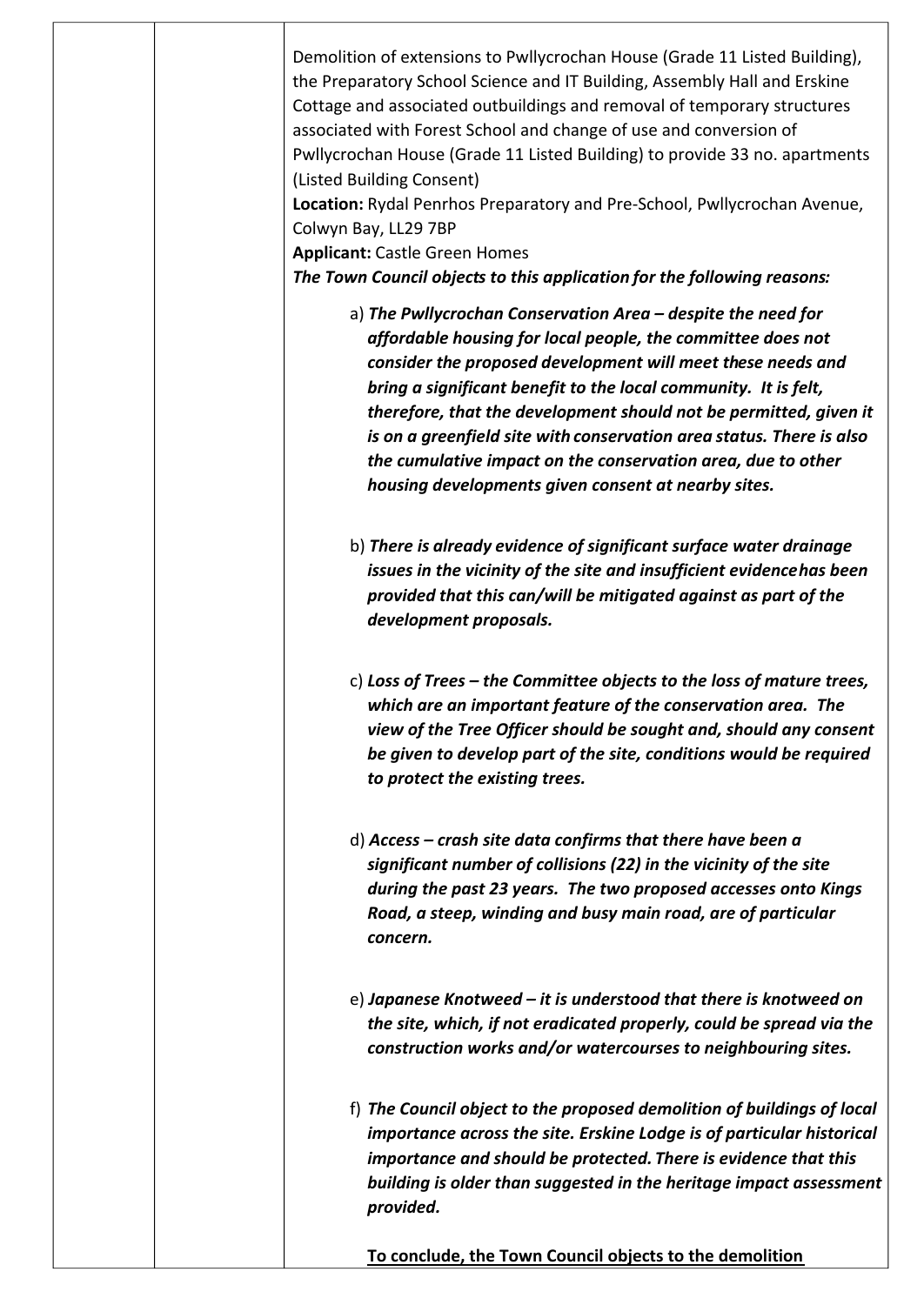| | | |
|---|---|---|
| | | Demolition of extensions to Pwllycrochan House (Grade 11 Listed Building), the Preparatory School Science and IT Building, Assembly Hall and Erskine Cottage and associated outbuildings and removal of temporary structures associated with Forest School and change of use and conversion of Pwllycrochan House (Grade 11 Listed Building) to provide 33 no. apartments (Listed Building Consent)<br>**Location:** Rydal Penrhos Preparatory and Pre-School, Pwllycrochan Avenue, Colwyn Bay, LL29 7BP<br>**Applicant:** Castle Green Homes<br>***The Town Council objects to this application for the following reasons:***<br><br>a) ***The Pwllycrochan Conservation Area – despite the need for affordable housing for local people, the committee does not consider the proposed development will meet these needs and bring a significant benefit to the local community. It is felt, therefore, that the development should not be permitted, given it is on a greenfield site with conservation area status. There is also the cumulative impact on the conservation area, due to other housing developments given consent at nearby sites.***<br><br>b) ***There is already evidence of significant surface water drainage issues in the vicinity of the site and insufficient evidence has been provided that this can/will be mitigated against as part of the development proposals.***<br><br>c) ***Loss of Trees – the Committee objects to the loss of mature trees, which are an important feature of the conservation area. The view of the Tree Officer should be sought and, should any consent be given to develop part of the site, conditions would be required to protect the existing trees.***<br><br>d) ***Access – crash site data confirms that there have been a significant number of collisions (22) in the vicinity of the site during the past 23 years. The two proposed accesses onto Kings Road, a steep, winding and busy main road, are of particular concern.***<br><br>e) ***Japanese Knotweed – it is understood that there is knotweed on the site, which, if not eradicated properly, could be spread via the construction works and/or watercourses to neighbouring sites.***<br><br>f) ***The Council object to the proposed demolition of buildings of local importance across the site. Erskine Lodge is of particular historical importance and should be protected. There is evidence that this building is older than suggested in the heritage impact assessment provided.***<br><br>**<u>To conclude, the Town Council objects to the demolition</u>** |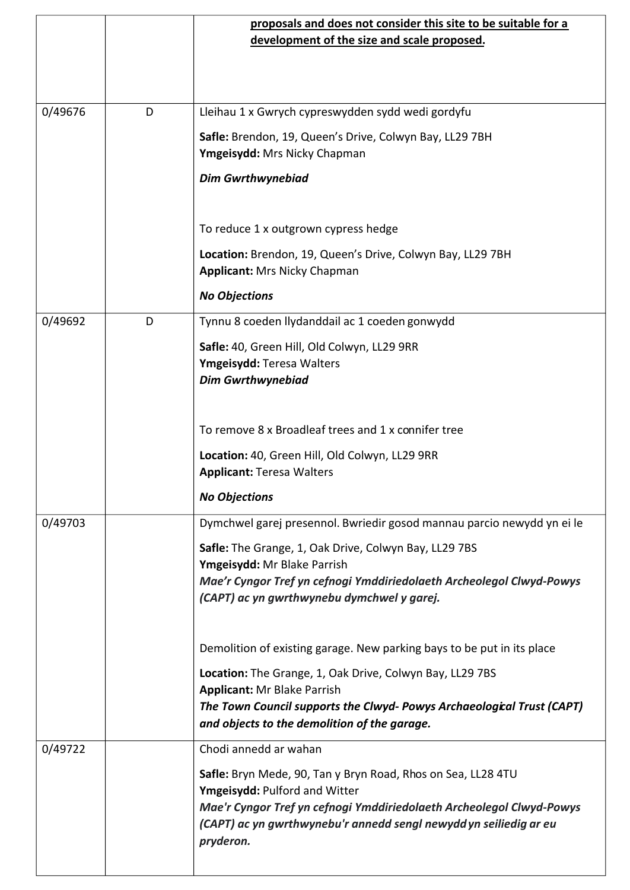| | | |
|---|---|---|
| | | **proposals and does not consider this site to be suitable for a development of the size and scale proposed.** |
| 0/49676 | D | Lleihau 1 x Gwrych cypreswydden sydd wedi gordyfu<br><br>**Safle:** Brendon, 19, Queen's Drive, Colwyn Bay, LL29 7BH<br>**Ymgeisydd:** Mrs Nicky Chapman<br><br>***Dim Gwrthwynebiad***<br><br>To reduce 1 x outgrown cypress hedge<br><br>**Location:** Brendon, 19, Queen's Drive, Colwyn Bay, LL29 7BH<br>**Applicant:** Mrs Nicky Chapman<br><br>***No Objections*** |
| 0/49692 | D | Tynnu 8 coeden llydanddail ac 1 coeden gonwydd<br><br>**Safle:** 40, Green Hill, Old Colwyn, LL29 9RR<br>**Ymgeisydd:** Teresa Walters<br>***Dim Gwrthwynebiad***<br><br>To remove 8 x Broadleaf trees and 1 x connifer tree<br><br>**Location:** 40, Green Hill, Old Colwyn, LL29 9RR<br>**Applicant:** Teresa Walters<br><br>***No Objections*** |
| 0/49703 | | Dymchwel garej presennol. Bwriedir gosod mannau parcio newydd yn ei le<br><br>**Safle:** The Grange, 1, Oak Drive, Colwyn Bay, LL29 7BS<br>**Ymgeisydd:** Mr Blake Parrish<br>***Mae'r Cyngor Tref yn cefnogi Ymddiriedolaeth Archeolegol Clwyd-Powys (CAPT) ac yn gwrthwynebu dymchwel y garej.***<br><br>Demolition of existing garage. New parking bays to be put in its place<br><br>**Location:** The Grange, 1, Oak Drive, Colwyn Bay, LL29 7BS<br>**Applicant:** Mr Blake Parrish<br>***The Town Council supports the Clwyd- Powys Archaeological Trust (CAPT) and objects to the demolition of the garage.*** |
| 0/49722 | | Chodi annedd ar wahan<br><br>**Safle:** Bryn Mede, 90, Tan y Bryn Road, Rhos on Sea, LL28 4TU<br>**Ymgeisydd:** Pulford and Witter<br>***Mae'r Cyngor Tref yn cefnogi Ymddiriedolaeth Archeolegol Clwyd-Powys (CAPT) ac yn gwrthwynebu'r annedd sengl newydd yn seiliedig ar eu pryderon.*** |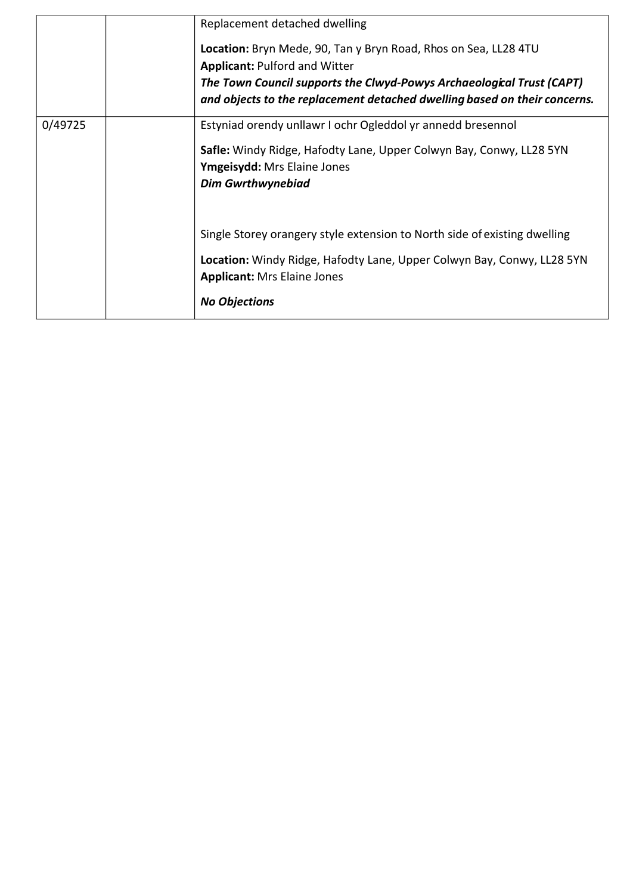| | | |
|---|---|---|
| | | Replacement detached dwelling<br><br>**Location:** Bryn Mede, 90, Tan y Bryn Road, Rhos on Sea, LL28 4TU<br>**Applicant:** Pulford and Witter<br>***The Town Council supports the Clwyd-Powys Archaeological Trust (CAPT) and objects to the replacement detached dwelling based on their concerns.*** |
| 0/49725 | | Estyniad orendy unllawr I ochr Ogleddol yr annedd bresennol<br><br>**Safle:** Windy Ridge, Hafodty Lane, Upper Colwyn Bay, Conwy, LL28 5YN<br>**Ymgeisydd:** Mrs Elaine Jones<br>***Dim Gwrthwynebiad***<br><br>Single Storey orangery style extension to North side of existing dwelling<br><br>**Location:** Windy Ridge, Hafodty Lane, Upper Colwyn Bay, Conwy, LL28 5YN<br>**Applicant:** Mrs Elaine Jones<br><br>***No Objections*** |